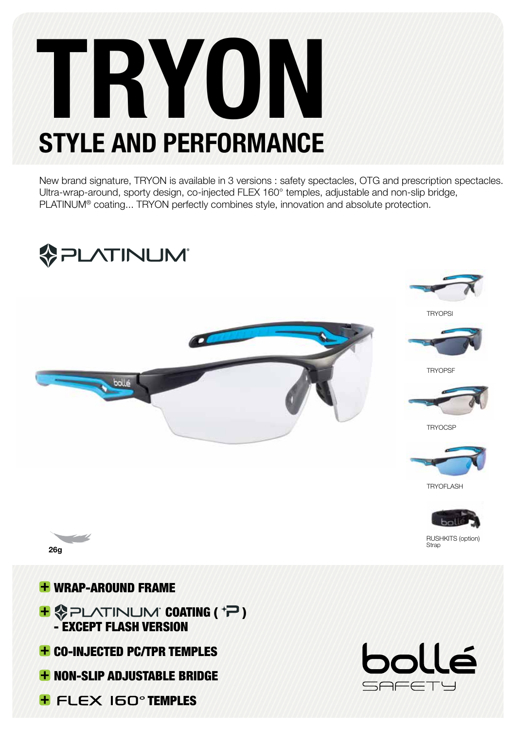# TRYON

## STYLE AND PERFORMANCE

New brand signature, TRYON is available in 3 versions : safety spectacles, OTG and prescription spectacles. Ultra-wrap-around, sporty design, co-injected FLEX 160° temples, adjustable and non-slip bridge, PLATINUM® coating... TRYON perfectly combines style, innovation and absolute protection.

PLATINUM®

TRYOPSI

TRYOPSF

TRYOCSP

TRYOFLASH

RUSHKITS (option)
Strap

26g

- **WRAP-AROUND FRAME**
- **PLATINUM® COATING ( P ) - EXCEPT FLASH VERSION**
- **CO-INJECTED PC/TPR TEMPLES**
- **NON-SLIP ADJUSTABLE BRIDGE**
- **FLEX 160° TEMPLES**

bollé SAFETY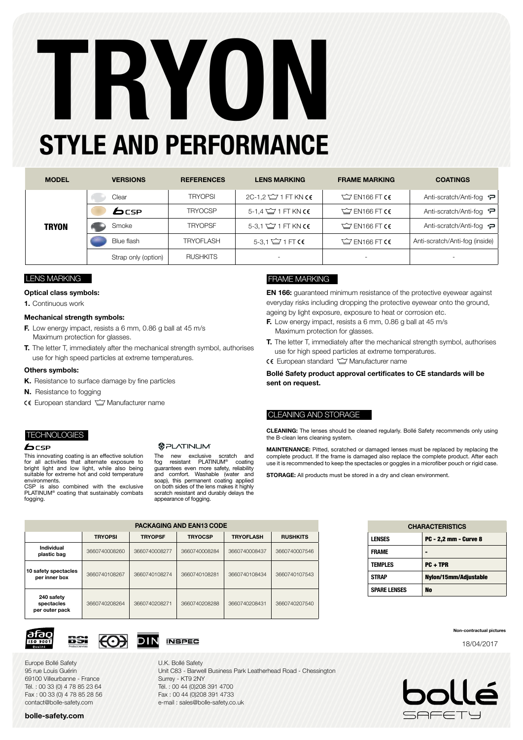# TRYON

## STYLE AND PERFORMANCE

| MODEL | VERSIONS | REFERENCES | LENS MARKING | FRAME MARKING | COATINGS |
|---|---|---|---|---|---|
| TRYON | Clear | TRYOPSI | 2C-1,2 1 FT KN CE | EN166 FT CE | Anti-scratch/Anti-fog |
| | CSP | TRYOCSP | 5-1,4 1 FT KN CE | EN166 FT CE | Anti-scratch/Anti-fog |
| | Smoke | TRYOPSF | 5-3,1 1 FT KN CE | EN166 FT CE | Anti-scratch/Anti-fog |
| | Blue flash | TRYOFLASH | 5-3,1 1 FT CE | EN166 FT CE | Anti-scratch/Anti-fog (inside) |
| | Strap only (option) | RUSHKITS | - | - | - |

### LENS MARKING

**Optical class symbols:**

**1.** Continuous work

**Mechanical strength symbols:**

**F.** Low energy impact, resists a 6 mm, 0.86 g ball at 45 m/s Maximum protection for glasses.

**T.** The letter T, immediately after the mechanical strength symbol, authorises use for high speed particles at extreme temperatures.

**Others symbols:**

**K.** Resistance to surface damage by fine particles

**N.** Resistance to fogging

CE European standard   Manufacturer name

### TECHNOLOGIES

**CSP**

This innovating coating is an effective solution for all activities that alternate exposure to bright light and low light, while also being suitable for extreme hot and cold temperature environments.
CSP is also combined with the exclusive PLATINUM® coating that sustainably combats fogging.

**PLATINUM**

The new exclusive scratch and fog resistant PLATINUM® coating guarantees even more safety, reliability and comfort. Washable (water and soap), this permanent coating applied on both sides of the lens makes it highly scratch resistant and durably delays the appearance of fogging.

### FRAME MARKING

**EN 166:** guaranteed minimum resistance of the protective eyewear against everyday risks including dropping the protective eyewear onto the ground, ageing by light exposure, exposure to heat or corrosion etc.

**F.** Low energy impact, resists a 6 mm, 0.86 g ball at 45 m/s Maximum protection for glasses.

**T.** The letter T, immediately after the mechanical strength symbol, authorises use for high speed particles at extreme temperatures.

CE European standard   Manufacturer name

**Bollé Safety product approval certificates to CE standards will be sent on request.**

### CLEANING AND STORAGE

**CLEANING:** The lenses should be cleaned regularly. Bollé Safety recommends only using the B-clean lens cleaning system.

**MAINTENANCE:** Pitted, scratched or damaged lenses must be replaced by replacing the complete product. If the frame is damaged also replace the complete product. After each use it is recommended to keep the spectacles or goggles in a microfiber pouch or rigid case.

**STORAGE:** All products must be stored in a dry and clean environment.

| PACKAGING AND EAN13 CODE | | | | | |
|---|---|---|---|---|---|
| | TRYOPSI | TRYOPSF | TRYOCSP | TRYOFLASH | RUSHKITS |
| Individual plastic bag | 3660740008260 | 3660740008277 | 3660740008284 | 3660740008437 | 3660740007546 |
| 10 safety spectacles per inner box | 3660740108267 | 3660740108274 | 3660740108281 | 3660740108434 | 3660740107543 |
| 240 safety spectacles per outer pack | 3660740208264 | 3660740208271 | 3660740208288 | 3660740208431 | 3660740207540 |

| CHARACTERISTICS | |
|---|---|
| LENSES | PC - 2,2 mm - Curve 8 |
| FRAME | - |
| TEMPLES | PC + TPR |
| STRAP | Nylon/15mm/Adjustable |
| SPARE LENSES | No |

afaq ISO 9001 BSI DIN INSPEC

Non-contractual pictures

18/04/2017

Europe Bollé Safety
95 rue Louis Guérin
69100 Villeurbanne - France
Tél. : 00 33 (0) 4 78 85 23 64
Fax : 00 33 (0) 4 78 85 28 56
contact@bolle-safety.com

U.K. Bollé Safety
Unit C83 - Barwell Business Park Leatherhead Road - Chessington
Surrey - KT9 2NY
Tél. : 00 44 (0)208 391 4700
Fax : 00 44 (0)208 391 4733
e-mail : sales@bolle-safety.co.uk

**bolle-safety.com**

bollé SAFETY